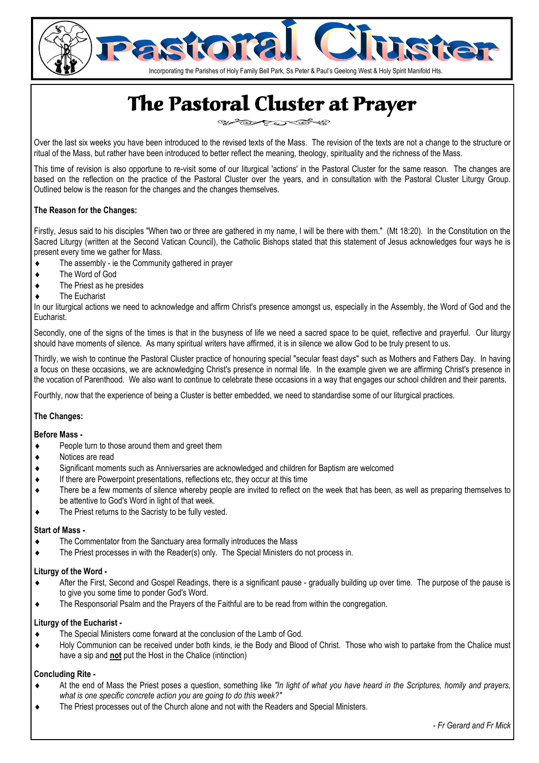# Pastoral Cluster

Incorporating the Parishes of Holy Family Bell Park, Ss Peter & Paul's Geelong West & Holy Spirit Manifold Hts.

## The Pastoral Cluster at Prayer

Over the last six weeks you have been introduced to the revised texts of the Mass. The revision of the texts are not a change to the structure or ritual of the Mass, but rather have been introduced to better reflect the meaning, theology, spirituality and the richness of the Mass.

This time of revision is also opportune to re-visit some of our liturgical 'actions' in the Pastoral Cluster for the same reason. The changes are based on the reflection on the practice of the Pastoral Cluster over the years, and in consultation with the Pastoral Cluster Liturgy Group. Outlined below is the reason for the changes and the changes themselves.

**The Reason for the Changes:**

Firstly, Jesus said to his disciples "When two or three are gathered in my name, I will be there with them." (Mt 18:20). In the Constitution on the Sacred Liturgy (written at the Second Vatican Council), the Catholic Bishops stated that this statement of Jesus acknowledges four ways he is present every time we gather for Mass.

- The assembly - ie the Community gathered in prayer
- The Word of God
- The Priest as he presides
- The Eucharist

In our liturgical actions we need to acknowledge and affirm Christ's presence amongst us, especially in the Assembly, the Word of God and the Eucharist.

Secondly, one of the signs of the times is that in the busyness of life we need a sacred space to be quiet, reflective and prayerful. Our liturgy should have moments of silence. As many spiritual writers have affirmed, it is in silence we allow God to be truly present to us.

Thirdly, we wish to continue the Pastoral Cluster practice of honouring special "secular feast days" such as Mothers and Fathers Day. In having a focus on these occasions, we are acknowledging Christ's presence in normal life. In the example given we are affirming Christ's presence in the vocation of Parenthood. We also want to continue to celebrate these occasions in a way that engages our school children and their parents.

Fourthly, now that the experience of being a Cluster is better embedded, we need to standardise some of our liturgical practices.

**The Changes:**

**Before Mass -**

- People turn to those around them and greet them
- Notices are read
- Significant moments such as Anniversaries are acknowledged and children for Baptism are welcomed
- If there are Powerpoint presentations, reflections etc, they occur at this time
- There be a few moments of silence whereby people are invited to reflect on the week that has been, as well as preparing themselves to be attentive to God's Word in light of that week.
- The Priest returns to the Sacristy to be fully vested.

**Start of Mass -**

- The Commentator from the Sanctuary area formally introduces the Mass
- The Priest processes in with the Reader(s) only. The Special Ministers do not process in.

**Liturgy of the Word -**

- After the First, Second and Gospel Readings, there is a significant pause - gradually building up over time. The purpose of the pause is to give you some time to ponder God's Word.
- The Responsorial Psalm and the Prayers of the Faithful are to be read from within the congregation.

**Liturgy of the Eucharist -**

- The Special Ministers come forward at the conclusion of the Lamb of God.
- Holy Communion can be received under both kinds, ie the Body and Blood of Christ. Those who wish to partake from the Chalice must have a sip and **not** put the Host in the Chalice (intinction)

**Concluding Rite -**

- At the end of Mass the Priest poses a question, something like *"In light of what you have heard in the Scriptures, homily and prayers, what is one specific concrete action you are going to do this week?"*
- The Priest processes out of the Church alone and not with the Readers and Special Ministers.

*- Fr Gerard and Fr Mick*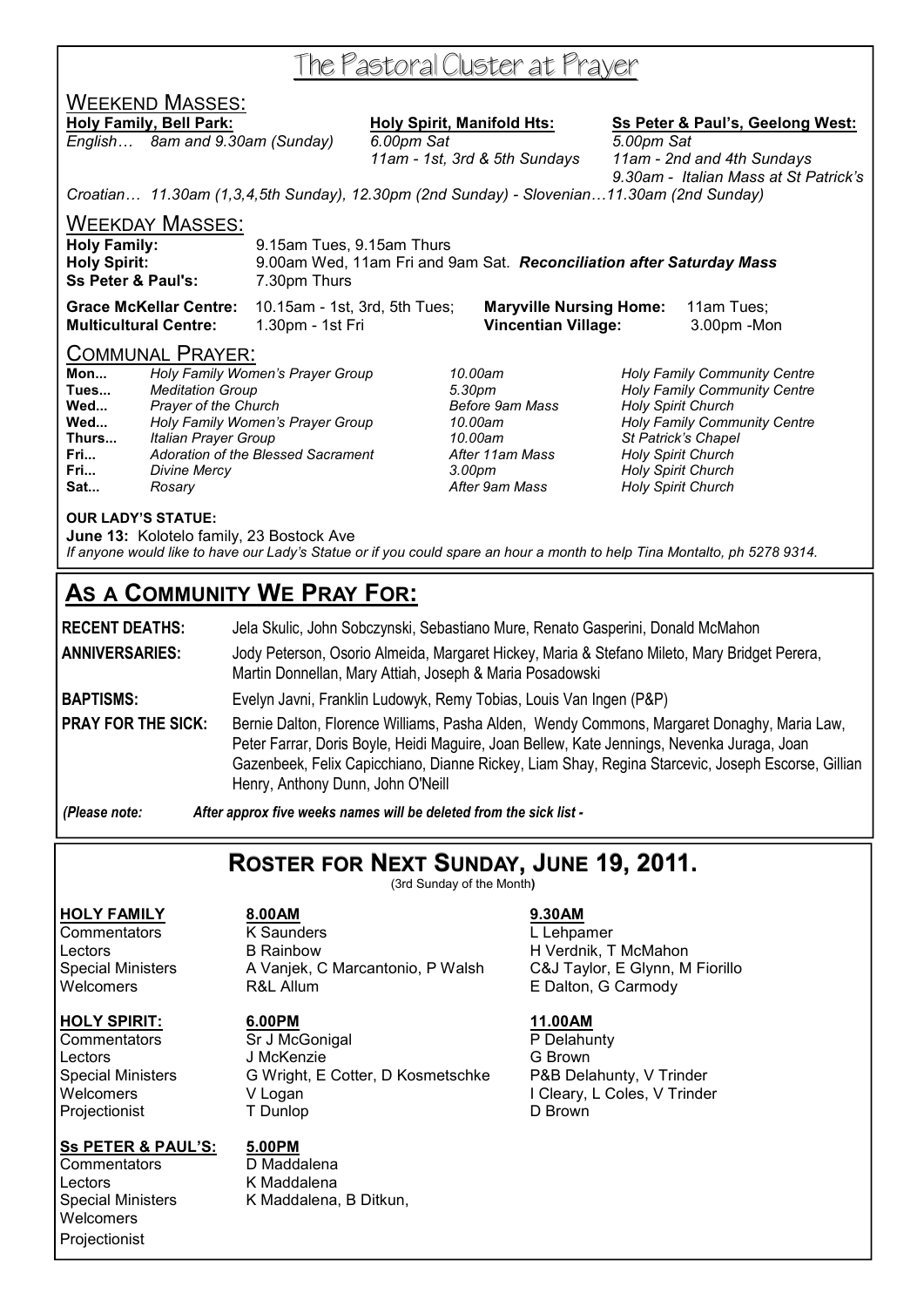# The Pastoral Cluster at Prayer

## Weekend Masses:

**Holy Family, Bell Park:**
*English… 8am and 9.30am (Sunday)*

**Holy Spirit, Manifold Hts:**
*6.00pm Sat*
*11am - 1st, 3rd & 5th Sundays*

**Ss Peter & Paul's, Geelong West:**
*5.00pm Sat*
*11am - 2nd and 4th Sundays*
*9.30am - Italian Mass at St Patrick's*

*Croatian… 11.30am (1,3,4,5th Sunday), 12.30pm (2nd Sunday) - Slovenian…11.30am (2nd Sunday)*

## Weekday Masses:

| | |
|---|---|
| **Holy Family:** | 9.15am Tues, 9.15am Thurs |
| **Holy Spirit:** | 9.00am Wed, 11am Fri and 9am Sat. ***Reconciliation after Saturday Mass*** |
| **Ss Peter & Paul's:** | 7.30pm Thurs |

| | | | |
|---|---|---|---|
| **Grace McKellar Centre:** | 10.15am - 1st, 3rd, 5th Tues; | **Maryville Nursing Home:** | 11am Tues; |
| **Multicultural Centre:** | 1.30pm - 1st Fri | **Vincentian Village:** | 3.00pm -Mon |

## Communal Prayer:

| | | | |
|---|---|---|---|
| **Mon...** | *Holy Family Women's Prayer Group* | *10.00am* | *Holy Family Community Centre* |
| **Tues...** | *Meditation Group* | *5.30pm* | *Holy Family Community Centre* |
| **Wed...** | *Prayer of the Church* | *Before 9am Mass* | *Holy Spirit Church* |
| **Wed...** | *Holy Family Women's Prayer Group* | *10.00am* | *Holy Family Community Centre* |
| **Thurs...** | *Italian Prayer Group* | *10.00am* | *St Patrick's Chapel* |
| **Fri...** | *Adoration of the Blessed Sacrament* | *After 11am Mass* | *Holy Spirit Church* |
| **Fri...** | *Divine Mercy* | *3.00pm* | *Holy Spirit Church* |
| **Sat...** | *Rosary* | *After 9am Mass* | *Holy Spirit Church* |

**OUR LADY'S STATUE:**
**June 13:** Kolotelo family, 23 Bostock Ave
*If anyone would like to have our Lady's Statue or if you could spare an hour a month to help Tina Montalto, ph 5278 9314.*

## As a Community We Pray For:

**RECENT DEATHS:** Jela Skulic, John Sobczynski, Sebastiano Mure, Renato Gasperini, Donald McMahon

**ANNIVERSARIES:** Jody Peterson, Osorio Almeida, Margaret Hickey, Maria & Stefano Mileto, Mary Bridget Perera, Martin Donnellan, Mary Attiah, Joseph & Maria Posadowski

**BAPTISMS:** Evelyn Javni, Franklin Ludowyk, Remy Tobias, Louis Van Ingen (P&P)

**PRAY FOR THE SICK:** Bernie Dalton, Florence Williams, Pasha Alden, Wendy Commons, Margaret Donaghy, Maria Law, Peter Farrar, Doris Boyle, Heidi Maguire, Joan Bellew, Kate Jennings, Nevenka Juraga, Joan Gazenbeek, Felix Capicchiano, Dianne Rickey, Liam Shay, Regina Starcevic, Joseph Escorse, Gillian Henry, Anthony Dunn, John O'Neill

*(Please note: After approx five weeks names will be deleted from the sick list -*

## Roster for Next Sunday, June 19, 2011.

(3rd Sunday of the Month)

| **HOLY FAMILY** | **8.00AM** | **9.30AM** |
|---|---|---|
| Commentators | K Saunders | L Lehpamer |
| Lectors | B Rainbow | H Verdnik, T McMahon |
| Special Ministers | A Vanjek, C Marcantonio, P Walsh | C&J Taylor, E Glynn, M Fiorillo |
| Welcomers | R&L Allum | E Dalton, G Carmody |

| **HOLY SPIRIT:** | **6.00PM** | **11.00AM** |
|---|---|---|
| Commentators | Sr J McGonigal | P Delahunty |
| Lectors | J McKenzie | G Brown |
| Special Ministers | G Wright, E Cotter, D Kosmetschke | P&B Delahunty, V Trinder |
| Welcomers | V Logan | I Cleary, L Coles, V Trinder |
| Projectionist | T Dunlop | D Brown |

| **Ss PETER & PAUL'S:** | **5.00PM** |
|---|---|
| Commentators | D Maddalena |
| Lectors | K Maddalena |
| Special Ministers | K Maddalena, B Ditkun, |
| Welcomers | |
| Projectionist | |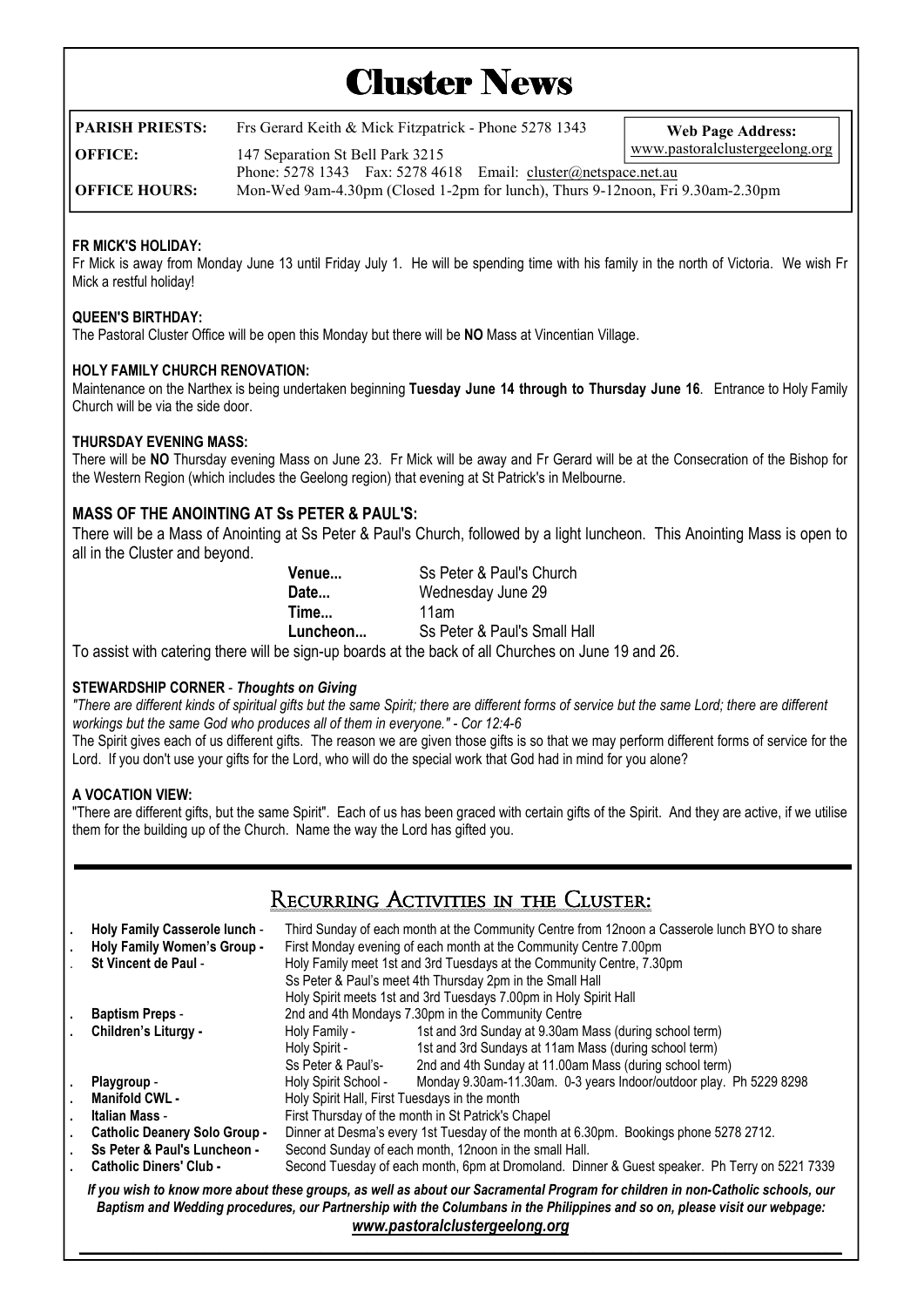# Cluster News

| | | |
|---|---|---|
| **PARISH PRIESTS:** | Frs Gerard Keith & Mick Fitzpatrick - Phone 5278 1343 | **Web Page Address:** www.pastoralclustergeelong.org |
| **OFFICE:** | 147 Separation St Bell Park 3215<br>Phone: 5278 1343 Fax: 5278 4618 Email: cluster@netspace.net.au | |
| **OFFICE HOURS:** | Mon-Wed 9am-4.30pm (Closed 1-2pm for lunch), Thurs 9-12noon, Fri 9.30am-2.30pm | |

**FR MICK'S HOLIDAY:**
Fr Mick is away from Monday June 13 until Friday July 1. He will be spending time with his family in the north of Victoria. We wish Fr Mick a restful holiday!

**QUEEN'S BIRTHDAY:**
The Pastoral Cluster Office will be open this Monday but there will be **NO** Mass at Vincentian Village.

**HOLY FAMILY CHURCH RENOVATION:**
Maintenance on the Narthex is being undertaken beginning **Tuesday June 14 through to Thursday June 16**. Entrance to Holy Family Church will be via the side door.

**THURSDAY EVENING MASS:**
There will be **NO** Thursday evening Mass on June 23. Fr Mick will be away and Fr Gerard will be at the Consecration of the Bishop for the Western Region (which includes the Geelong region) that evening at St Patrick's in Melbourne.

## MASS OF THE ANOINTING AT Ss PETER & PAUL'S:

There will be a Mass of Anointing at Ss Peter & Paul's Church, followed by a light luncheon. This Anointing Mass is open to all in the Cluster and beyond.

| | |
|---|---|
| **Venue...** | Ss Peter & Paul's Church |
| **Date...** | Wednesday June 29 |
| **Time...** | 11am |
| **Luncheon...** | Ss Peter & Paul's Small Hall |

To assist with catering there will be sign-up boards at the back of all Churches on June 19 and 26.

**STEWARDSHIP CORNER** - ***Thoughts on Giving***
*"There are different kinds of spiritual gifts but the same Spirit; there are different forms of service but the same Lord; there are different workings but the same God who produces all of them in everyone." - Cor 12:4-6*
The Spirit gives each of us different gifts. The reason we are given those gifts is so that we may perform different forms of service for the Lord. If you don't use your gifts for the Lord, who will do the special work that God had in mind for you alone?

**A VOCATION VIEW:**
"There are different gifts, but the same Spirit". Each of us has been graced with certain gifts of the Spirit. And they are active, if we utilise them for the building up of the Church. Name the way the Lord has gifted you.

## Recurring Activities in the Cluster:

- **Holy Family Casserole lunch** - Third Sunday of each month at the Community Centre from 12noon a Casserole lunch BYO to share
- **Holy Family Women's Group -** First Monday evening of each month at the Community Centre 7.00pm
- **St Vincent de Paul** - Holy Family meet 1st and 3rd Tuesdays at the Community Centre, 7.30pm
  Ss Peter & Paul's meet 4th Thursday 2pm in the Small Hall
  Holy Spirit meets 1st and 3rd Tuesdays 7.00pm in Holy Spirit Hall
- **Baptism Preps** - 2nd and 4th Mondays 7.30pm in the Community Centre
- **Children's Liturgy -**
  Holy Family - 1st and 3rd Sunday at 9.30am Mass (during school term)
  Holy Spirit - 1st and 3rd Sundays at 11am Mass (during school term)
  Ss Peter & Paul's- 2nd and 4th Sunday at 11.00am Mass (during school term)
- **Playgroup** - Holy Spirit School - Monday 9.30am-11.30am. 0-3 years Indoor/outdoor play. Ph 5229 8298
- **Manifold CWL -** Holy Spirit Hall, First Tuesdays in the month
- **Italian Mass** - First Thursday of the month in St Patrick's Chapel
- **Catholic Deanery Solo Group -** Dinner at Desma's every 1st Tuesday of the month at 6.30pm. Bookings phone 5278 2712.
- **Ss Peter & Paul's Luncheon -** Second Sunday of each month, 12noon in the small Hall.
- **Catholic Diners' Club -** Second Tuesday of each month, 6pm at Dromoland. Dinner & Guest speaker. Ph Terry on 5221 7339

***If you wish to know more about these groups, as well as about our Sacramental Program for children in non-Catholic schools, our Baptism and Wedding procedures, our Partnership with the Columbans in the Philippines and so on, please visit our webpage: www.pastoralclustergeelong.org***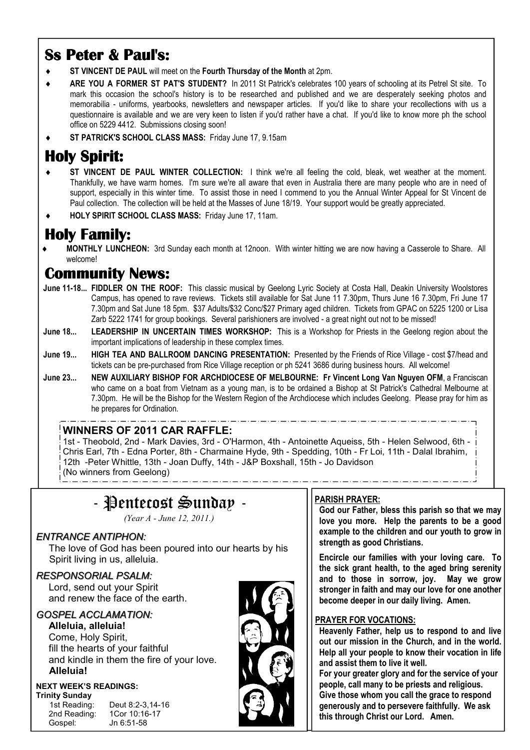## Ss Peter & Paul's:

- **ST VINCENT DE PAUL** will meet on the **Fourth Thursday of the Month** at 2pm.
- **ARE YOU A FORMER ST PAT'S STUDENT?** In 2011 St Patrick's celebrates 100 years of schooling at its Petrel St site. To mark this occasion the school's history is to be researched and published and we are desperately seeking photos and memorabilia - uniforms, yearbooks, newsletters and newspaper articles. If you'd like to share your recollections with us a questionnaire is available and we are very keen to listen if you'd rather have a chat. If you'd like to know more ph the school office on 5229 4412. Submissions closing soon!
- **ST PATRICK'S SCHOOL CLASS MASS:** Friday June 17, 9.15am

## Holy Spirit:

- **ST VINCENT DE PAUL WINTER COLLECTION:** I think we're all feeling the cold, bleak, wet weather at the moment. Thankfully, we have warm homes. I'm sure we're all aware that even in Australia there are many people who are in need of support, especially in this winter time. To assist those in need I commend to you the Annual Winter Appeal for St Vincent de Paul collection. The collection will be held at the Masses of June 18/19. Your support would be greatly appreciated.
- **HOLY SPIRIT SCHOOL CLASS MASS:** Friday June 17, 11am.

## Holy Family:

- **MONTHLY LUNCHEON:** 3rd Sunday each month at 12noon. With winter hitting we are now having a Casserole to Share. All welcome!

## Community News:

**June 11-18...** **FIDDLER ON THE ROOF:** This classic musical by Geelong Lyric Society at Costa Hall, Deakin University Woolstores Campus, has opened to rave reviews. Tickets still available for Sat June 11 7.30pm, Thurs June 16 7.30pm, Fri June 17 7.30pm and Sat June 18 5pm. $37 Adults/$32 Conc/$27 Primary aged children. Tickets from GPAC on 5225 1200 or Lisa Zarb 5222 1741 for group bookings. Several parishioners are involved - a great night out not to be missed!

**June 18...** **LEADERSHIP IN UNCERTAIN TIMES WORKSHOP:** This is a Workshop for Priests in the Geelong region about the important implications of leadership in these complex times.

**June 19...** **HIGH TEA AND BALLROOM DANCING PRESENTATION:** Presented by the Friends of Rice Village - cost $7/head and tickets can be pre-purchased from Rice Village reception or ph 5241 3686 during business hours. All welcome!

**June 23...** **NEW AUXILIARY BISHOP FOR ARCHDIOCESE OF MELBOURNE: Fr Vincent Long Van Nguyen OFM**, a Franciscan who came on a boat from Vietnam as a young man, is to be ordained a Bishop at St Patrick's Cathedral Melbourne at 7.30pm. He will be the Bishop for the Western Region of the Archdiocese which includes Geelong. Please pray for him as he prepares for Ordination.

**WINNERS OF 2011 CAR RAFFLE:**
1st - Theobold, 2nd - Mark Davies, 3rd - O'Harmon, 4th - Antoinette Aqueiss, 5th - Helen Selwood, 6th - Chris Earl, 7th - Edna Porter, 8th - Charmaine Hyde, 9th - Spedding, 10th - Fr Loi, 11th - Dalal Ibrahim, 12th -Peter Whittle, 13th - Joan Duffy, 14th - J&P Boxshall, 15th - Jo Davidson
(No winners from Geelong)

## - Pentecost Sunday -

*(Year A - June 12, 2011.)*

### *ENTRANCE ANTIPHON:*

The love of God has been poured into our hearts by his Spirit living in us, alleluia.

### *RESPONSORIAL PSALM:*

Lord, send out your Spirit
and renew the face of the earth.

### *GOSPEL ACCLAMATION:*

**Alleluia, alleluia!**
Come, Holy Spirit,
fill the hearts of your faithful
and kindle in them the fire of your love.
**Alleluia!**

**NEXT WEEK'S READINGS:**
**Trinity Sunday**

| | |
|---|---|
| 1st Reading: | Deut 8:2-3,14-16 |
| 2nd Reading: | 1Cor 10:16-17 |
| Gospel: | Jn 6:51-58 |

**PARISH PRAYER:**

**God our Father, bless this parish so that we may love you more. Help the parents to be a good example to the children and our youth to grow in strength as good Christians.**

**Encircle our families with your loving care. To the sick grant health, to the aged bring serenity and to those in sorrow, joy. May we grow stronger in faith and may our love for one another become deeper in our daily living. Amen.**

**PRAYER FOR VOCATIONS:**

**Heavenly Father, help us to respond to and live out our mission in the Church, and in the world. Help all your people to know their vocation in life and assist them to live it well.**
**For your greater glory and for the service of your people, call many to be priests and religious.**
**Give those whom you call the grace to respond generously and to persevere faithfully. We ask this through Christ our Lord. Amen.**